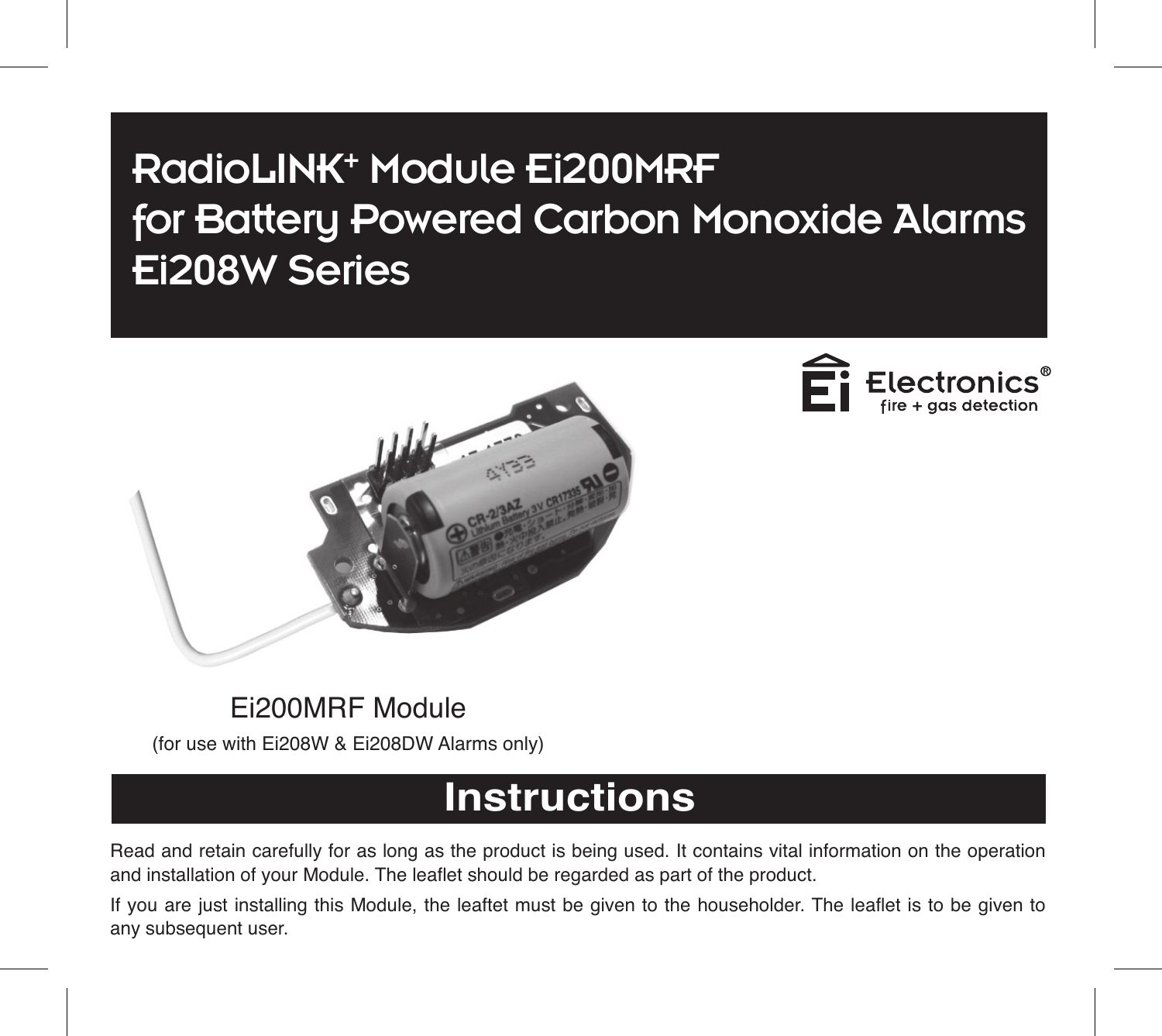# RadioLINK+ Module Ei200MRF for Battery Powered Carbon Monoxide Alarms Ei208W Series

Ei Electronics®
fire + gas detection

Ei200MRF Module

(for use with Ei208W & Ei208DW Alarms only)

## Instructions

Read and retain carefully for as long as the product is being used. It contains vital information on the operation and installation of your Module. The leaflet should be regarded as part of the product.

If you are just installing this Module, the leaftet must be given to the householder. The leaflet is to be given to any subsequent user.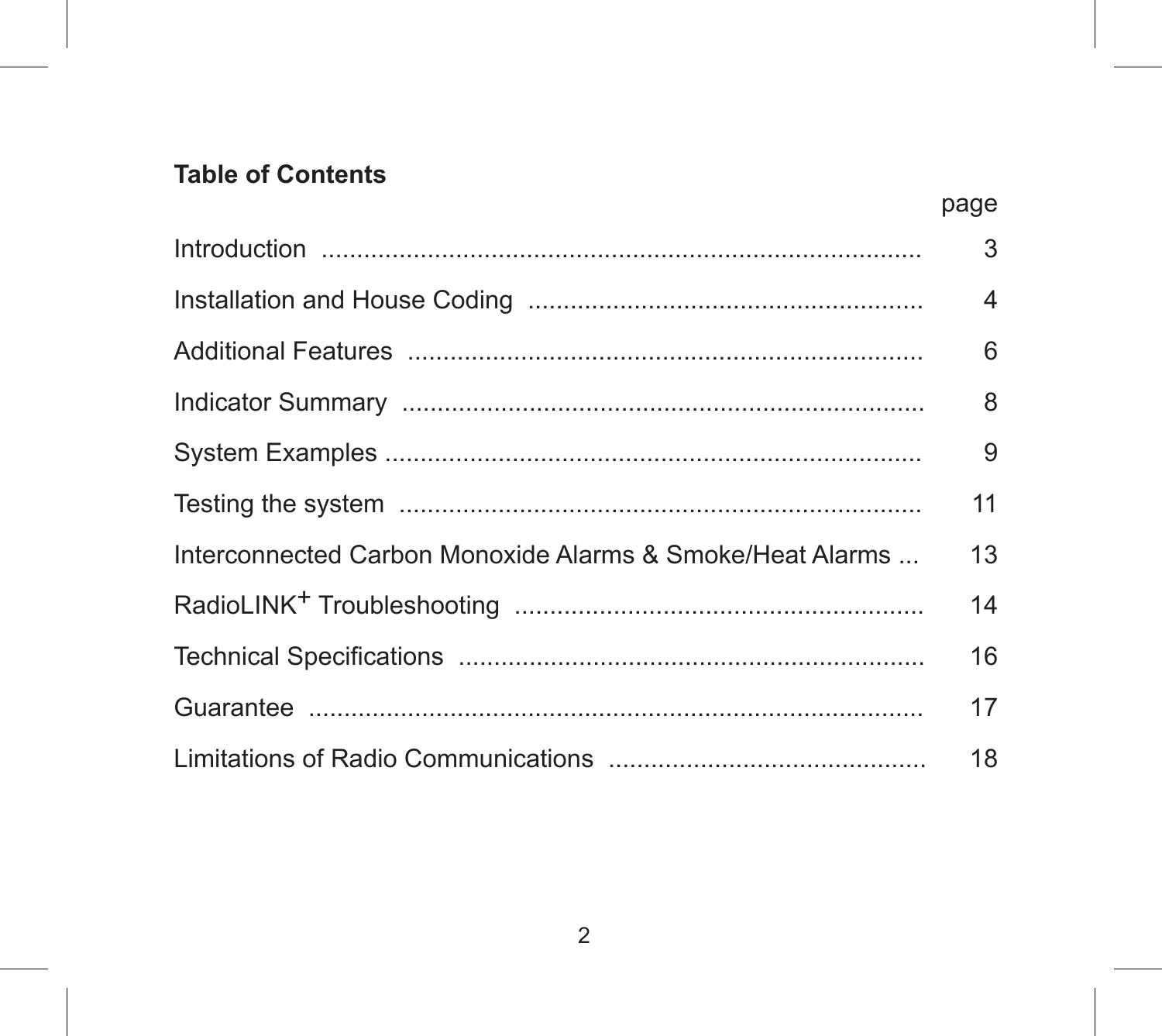## Table of Contents

| | page |
|---|---|
| Introduction | 3 |
| Installation and House Coding | 4 |
| Additional Features | 6 |
| Indicator Summary | 8 |
| System Examples | 9 |
| Testing the system | 11 |
| Interconnected Carbon Monoxide Alarms & Smoke/Heat Alarms | 13 |
| RadioLINK+ Troubleshooting | 14 |
| Technical Specifications | 16 |
| Guarantee | 17 |
| Limitations of Radio Communications | 18 |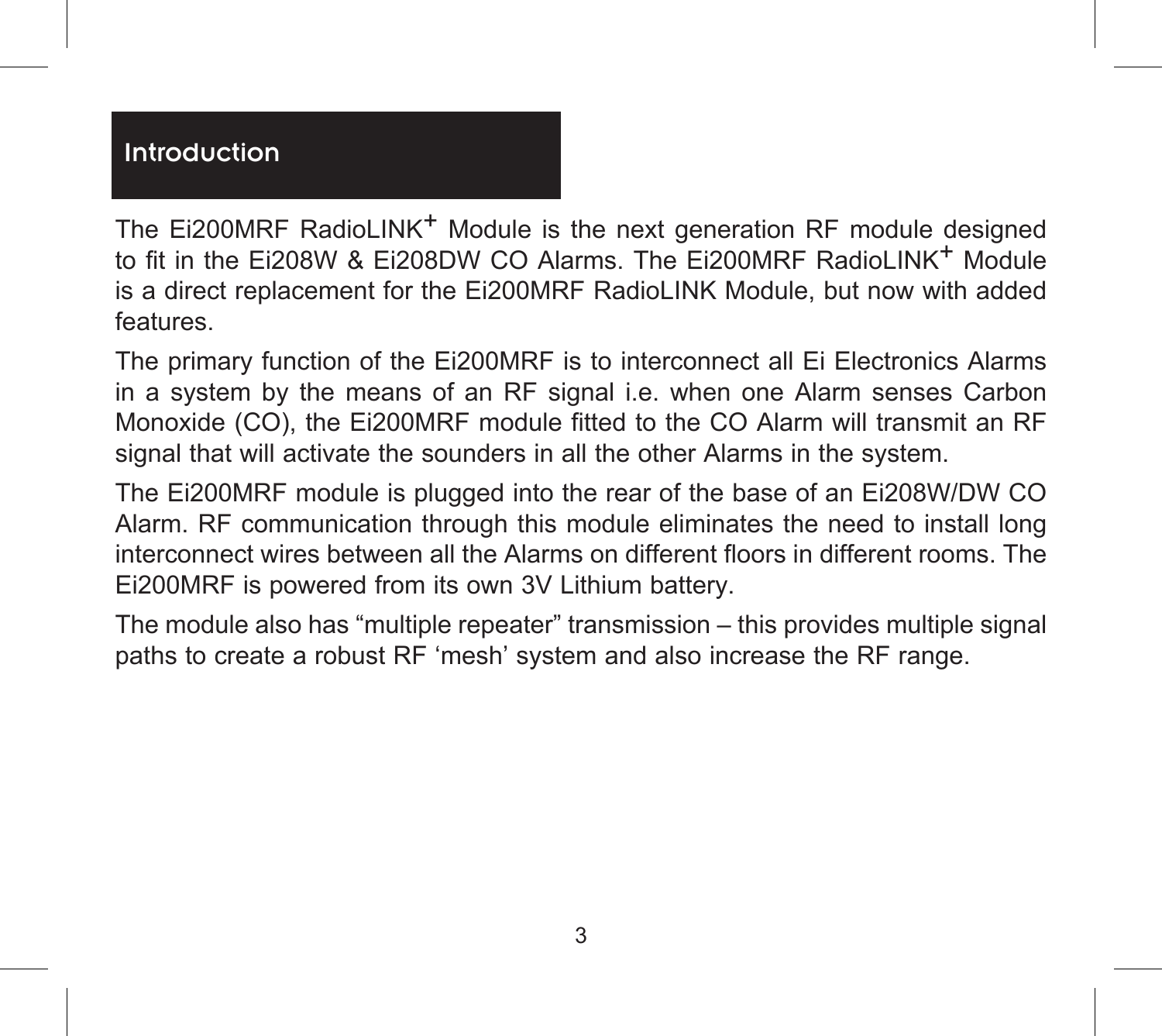## Introduction

The Ei200MRF RadioLINK+ Module is the next generation RF module designed to fit in the Ei208W & Ei208DW CO Alarms. The Ei200MRF RadioLINK+ Module is a direct replacement for the Ei200MRF RadioLINK Module, but now with added features.

The primary function of the Ei200MRF is to interconnect all Ei Electronics Alarms in a system by the means of an RF signal i.e. when one Alarm senses Carbon Monoxide (CO), the Ei200MRF module fitted to the CO Alarm will transmit an RF signal that will activate the sounders in all the other Alarms in the system.

The Ei200MRF module is plugged into the rear of the base of an Ei208W/DW CO Alarm. RF communication through this module eliminates the need to install long interconnect wires between all the Alarms on different floors in different rooms. The Ei200MRF is powered from its own 3V Lithium battery.

The module also has “multiple repeater” transmission – this provides multiple signal paths to create a robust RF ‘mesh’ system and also increase the RF range.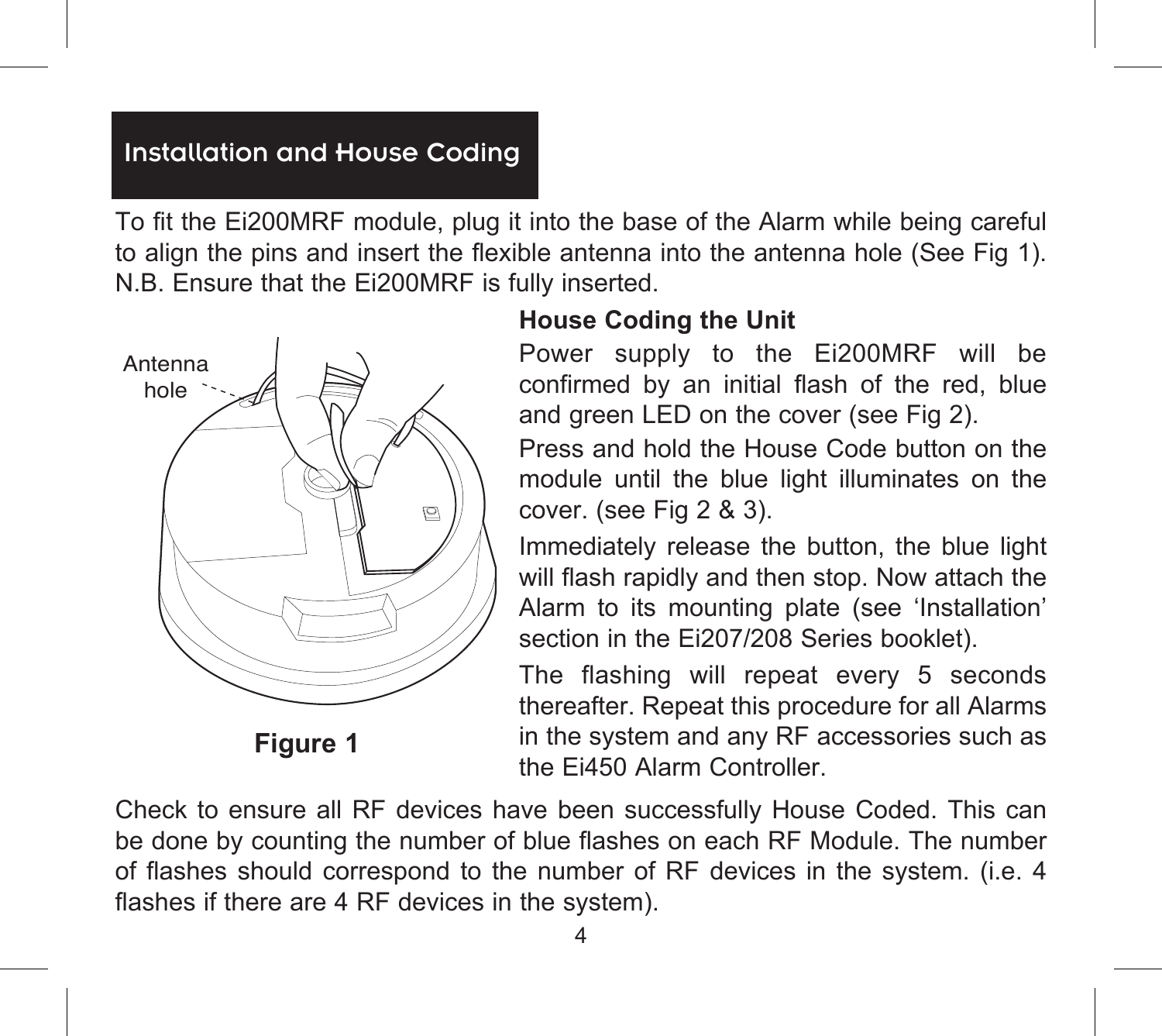## Installation and House Coding

To fit the Ei200MRF module, plug it into the base of the Alarm while being careful to align the pins and insert the flexible antenna into the antenna hole (See Fig 1). N.B. Ensure that the Ei200MRF is fully inserted.

Antenna hole

**Figure 1**

**House Coding the Unit**

Power supply to the Ei200MRF will be confirmed by an initial flash of the red, blue and green LED on the cover (see Fig 2).

Press and hold the House Code button on the module until the blue light illuminates on the cover. (see Fig 2 & 3).

Immediately release the button, the blue light will flash rapidly and then stop. Now attach the Alarm to its mounting plate (see 'Installation' section in the Ei207/208 Series booklet).

The flashing will repeat every 5 seconds thereafter. Repeat this procedure for all Alarms in the system and any RF accessories such as the Ei450 Alarm Controller.

Check to ensure all RF devices have been successfully House Coded. This can be done by counting the number of blue flashes on each RF Module. The number of flashes should correspond to the number of RF devices in the system. (i.e. 4 flashes if there are 4 RF devices in the system).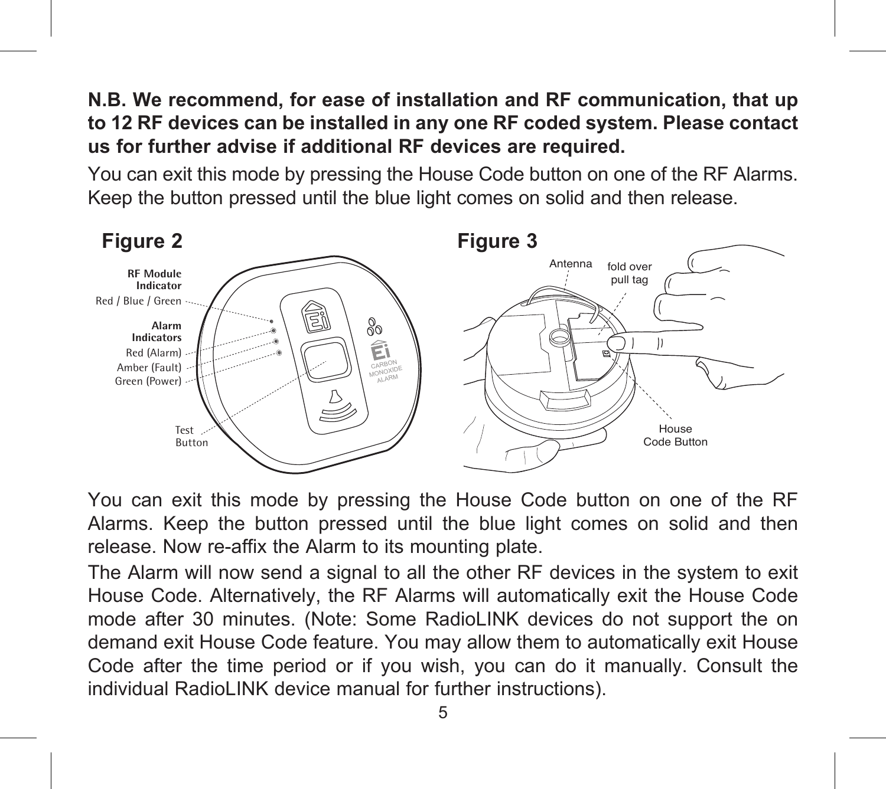**N.B. We recommend, for ease of installation and RF communication, that up to 12 RF devices can be installed in any one RF coded system. Please contact us for further advise if additional RF devices are required.**

You can exit this mode by pressing the House Code button on one of the RF Alarms. Keep the button pressed until the blue light comes on solid and then release.

**Figure 2**

RF Module Indicator
Red / Blue / Green
Alarm Indicators
Red (Alarm)
Amber (Fault)
Green (Power)
Test Button

**Figure 3**

Antenna
fold over pull tag
House Code Button

You can exit this mode by pressing the House Code button on one of the RF Alarms. Keep the button pressed until the blue light comes on solid and then release. Now re-affix the Alarm to its mounting plate.

The Alarm will now send a signal to all the other RF devices in the system to exit House Code. Alternatively, the RF Alarms will automatically exit the House Code mode after 30 minutes. (Note: Some RadioLINK devices do not support the on demand exit House Code feature. You may allow them to automatically exit House Code after the time period or if you wish, you can do it manually. Consult the individual RadioLINK device manual for further instructions).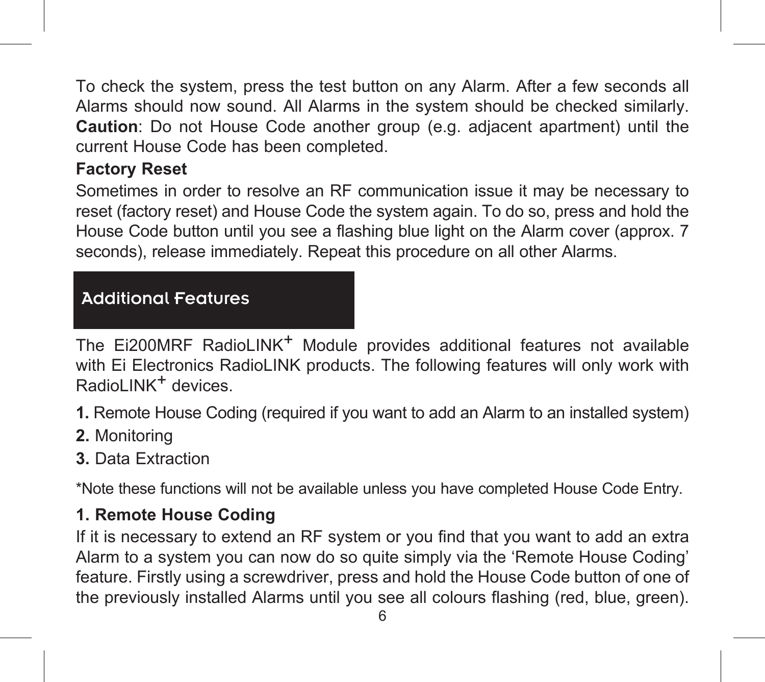To check the system, press the test button on any Alarm. After a few seconds all Alarms should now sound. All Alarms in the system should be checked similarly. **Caution**: Do not House Code another group (e.g. adjacent apartment) until the current House Code has been completed.

**Factory Reset**

Sometimes in order to resolve an RF communication issue it may be necessary to reset (factory reset) and House Code the system again. To do so, press and hold the House Code button until you see a flashing blue light on the Alarm cover (approx. 7 seconds), release immediately. Repeat this procedure on all other Alarms.

## Additional Features

The Ei200MRF RadioLINK+ Module provides additional features not available with Ei Electronics RadioLINK products. The following features will only work with RadioLINK+ devices.

**1.** Remote House Coding (required if you want to add an Alarm to an installed system)

**2.** Monitoring

**3.** Data Extraction

*Note these functions will not be available unless you have completed House Code Entry.

**1. Remote House Coding**

If it is necessary to extend an RF system or you find that you want to add an extra Alarm to a system you can now do so quite simply via the 'Remote House Coding' feature. Firstly using a screwdriver, press and hold the House Code button of one of the previously installed Alarms until you see all colours flashing (red, blue, green).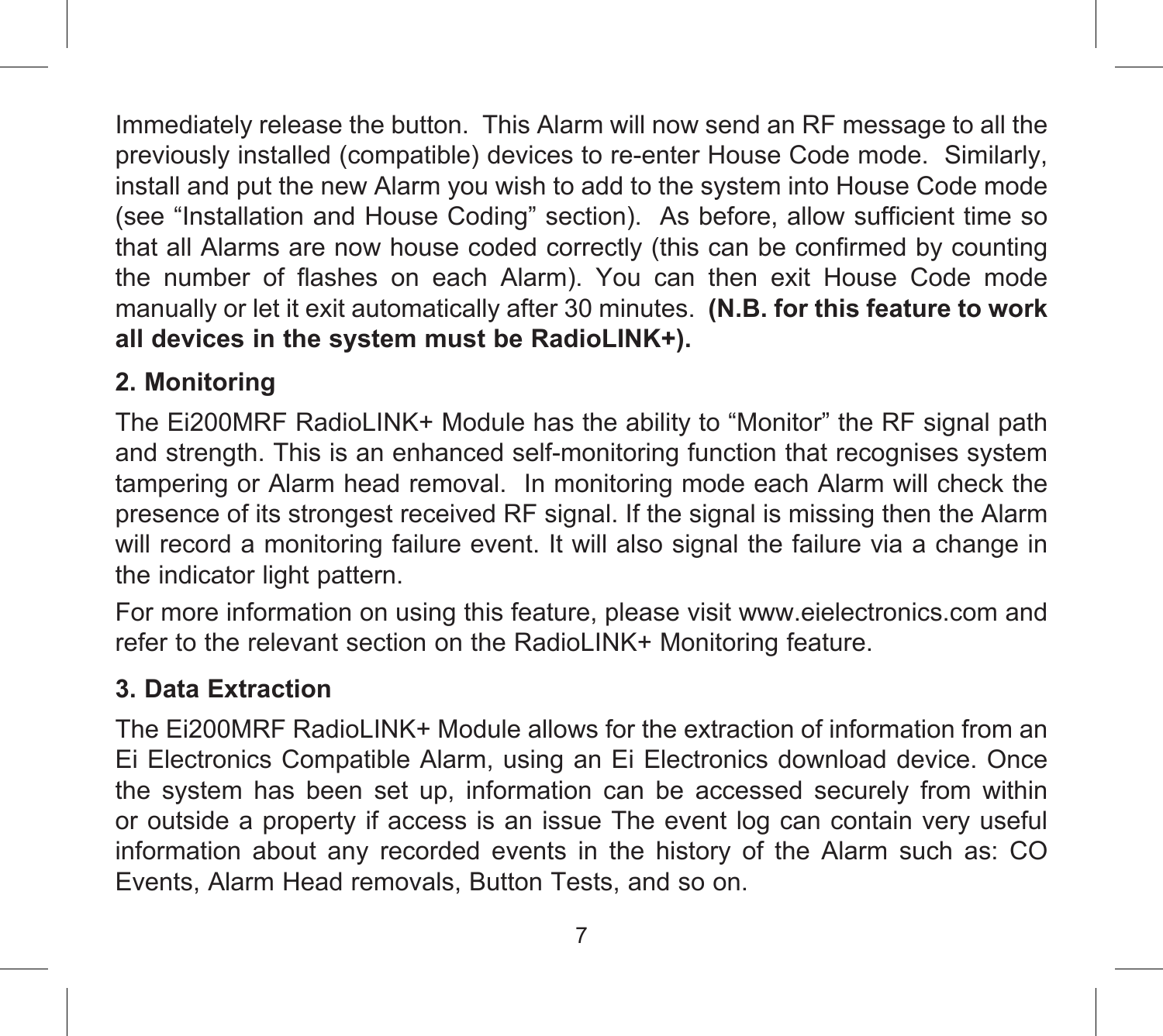Immediately release the button. This Alarm will now send an RF message to all the previously installed (compatible) devices to re-enter House Code mode. Similarly, install and put the new Alarm you wish to add to the system into House Code mode (see “Installation and House Coding” section). As before, allow sufficient time so that all Alarms are now house coded correctly (this can be confirmed by counting the number of flashes on each Alarm). You can then exit House Code mode manually or let it exit automatically after 30 minutes. **(N.B. for this feature to work all devices in the system must be RadioLINK+).**

**2. Monitoring**

The Ei200MRF RadioLINK+ Module has the ability to “Monitor” the RF signal path and strength. This is an enhanced self-monitoring function that recognises system tampering or Alarm head removal. In monitoring mode each Alarm will check the presence of its strongest received RF signal. If the signal is missing then the Alarm will record a monitoring failure event. It will also signal the failure via a change in the indicator light pattern.

For more information on using this feature, please visit www.eielectronics.com and refer to the relevant section on the RadioLINK+ Monitoring feature.

**3. Data Extraction**

The Ei200MRF RadioLINK+ Module allows for the extraction of information from an Ei Electronics Compatible Alarm, using an Ei Electronics download device. Once the system has been set up, information can be accessed securely from within or outside a property if access is an issue The event log can contain very useful information about any recorded events in the history of the Alarm such as: CO Events, Alarm Head removals, Button Tests, and so on.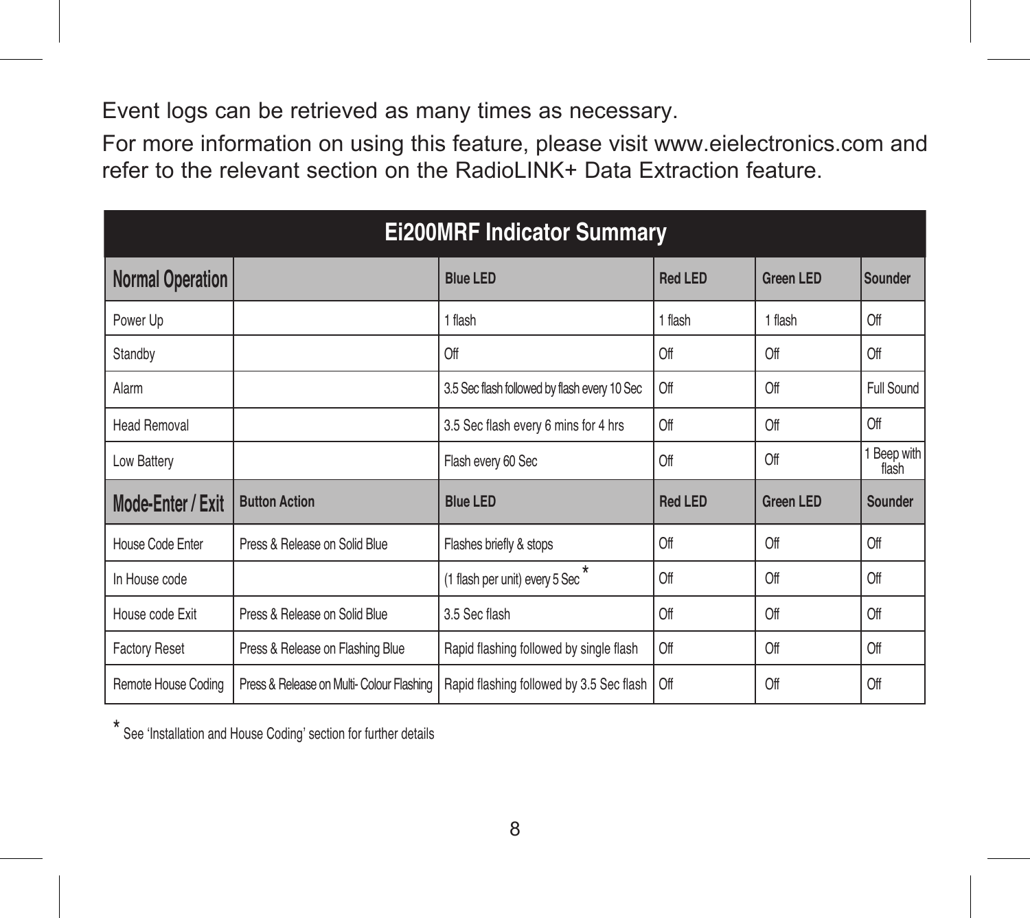Event logs can be retrieved as many times as necessary.

For more information on using this feature, please visit www.eielectronics.com and refer to the relevant section on the RadioLINK+ Data Extraction feature.

| Ei200MRF Indicator Summary | | | | | |
|---|---|---|---|---|---|
| **Normal Operation** | | **Blue LED** | **Red LED** | **Green LED** | **Sounder** |
| Power Up | | 1 flash | 1 flash | 1 flash | Off |
| Standby | | Off | Off | Off | Off |
| Alarm | | 3.5 Sec flash followed by flash every 10 Sec | Off | Off | Full Sound |
| Head Removal | | 3.5 Sec flash every 6 mins for 4 hrs | Off | Off | Off |
| Low Battery | | Flash every 60 Sec | Off | Off | 1 Beep with flash |
| **Mode-Enter / Exit** | **Button Action** | **Blue LED** | **Red LED** | **Green LED** | **Sounder** |
| House Code Enter | Press & Release on Solid Blue | Flashes briefly & stops | Off | Off | Off |
| In House code | | (1 flash per unit) every 5 Sec * | Off | Off | Off |
| House code Exit | Press & Release on Solid Blue | 3.5 Sec flash | Off | Off | Off |
| Factory Reset | Press & Release on Flashing Blue | Rapid flashing followed by single flash | Off | Off | Off |
| Remote House Coding | Press & Release on Multi- Colour Flashing | Rapid flashing followed by 3.5 Sec flash | Off | Off | Off |

* See 'Installation and House Coding' section for further details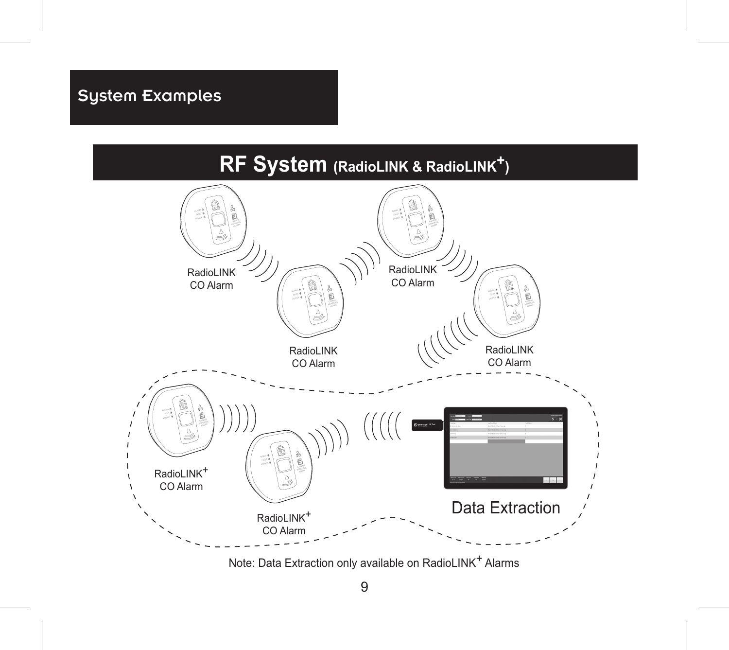# System Examples

## RF System (RadioLINK & RadioLINK+)

RadioLINK CO Alarm

RadioLINK CO Alarm

RadioLINK CO Alarm

RadioLINK CO Alarm

RadioLINK+ CO Alarm

RadioLINK+ CO Alarm

Data Extraction

Note: Data Extraction only available on RadioLINK+ Alarms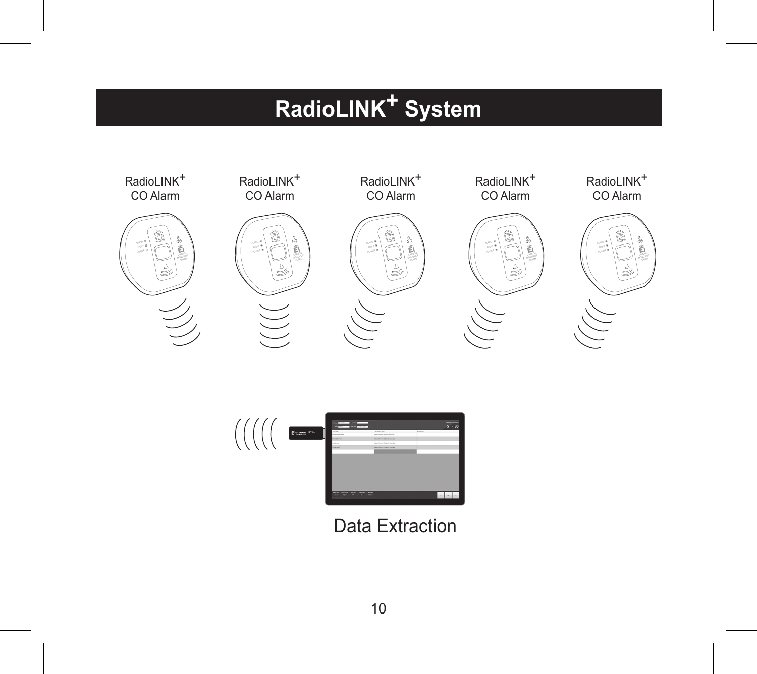# RadioLINK$^{+}$ System

RadioLINK$^{+}$ CO Alarm

RadioLINK$^{+}$ CO Alarm

RadioLINK$^{+}$ CO Alarm

RadioLINK$^{+}$ CO Alarm

RadioLINK$^{+}$ CO Alarm

Data Extraction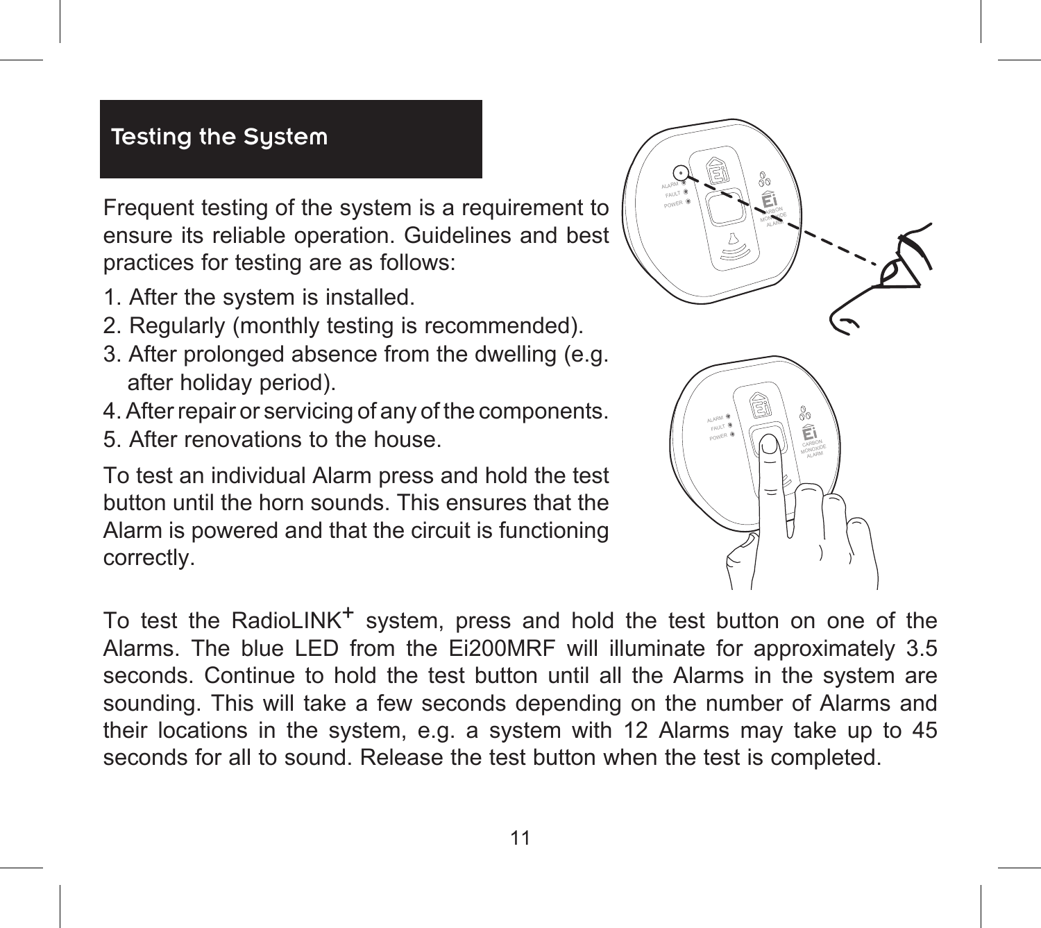## Testing the System

Frequent testing of the system is a requirement to ensure its reliable operation. Guidelines and best practices for testing are as follows:

1. After the system is installed.
2. Regularly (monthly testing is recommended).
3. After prolonged absence from the dwelling (e.g. after holiday period).
4. After repair or servicing of any of the components.
5. After renovations to the house.

To test an individual Alarm press and hold the test button until the horn sounds. This ensures that the Alarm is powered and that the circuit is functioning correctly.

To test the RadioLINK$^{+}$ system, press and hold the test button on one of the Alarms. The blue LED from the Ei200MRF will illuminate for approximately 3.5 seconds. Continue to hold the test button until all the Alarms in the system are sounding. This will take a few seconds depending on the number of Alarms and their locations in the system, e.g. a system with 12 Alarms may take up to 45 seconds for all to sound. Release the test button when the test is completed.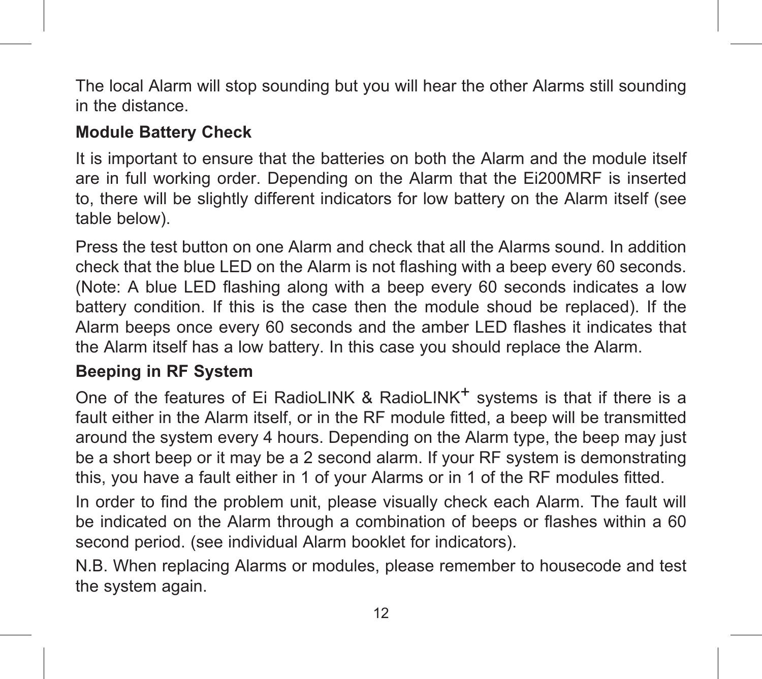The local Alarm will stop sounding but you will hear the other Alarms still sounding in the distance.

**Module Battery Check**

It is important to ensure that the batteries on both the Alarm and the module itself are in full working order. Depending on the Alarm that the Ei200MRF is inserted to, there will be slightly different indicators for low battery on the Alarm itself (see table below).

Press the test button on one Alarm and check that all the Alarms sound. In addition check that the blue LED on the Alarm is not flashing with a beep every 60 seconds. (Note: A blue LED flashing along with a beep every 60 seconds indicates a low battery condition. If this is the case then the module shoud be replaced). If the Alarm beeps once every 60 seconds and the amber LED flashes it indicates that the Alarm itself has a low battery. In this case you should replace the Alarm.

**Beeping in RF System**

One of the features of Ei RadioLINK & RadioLINK$^{+}$ systems is that if there is a fault either in the Alarm itself, or in the RF module fitted, a beep will be transmitted around the system every 4 hours. Depending on the Alarm type, the beep may just be a short beep or it may be a 2 second alarm. If your RF system is demonstrating this, you have a fault either in 1 of your Alarms or in 1 of the RF modules fitted.

In order to find the problem unit, please visually check each Alarm. The fault will be indicated on the Alarm through a combination of beeps or flashes within a 60 second period. (see individual Alarm booklet for indicators).

N.B. When replacing Alarms or modules, please remember to housecode and test the system again.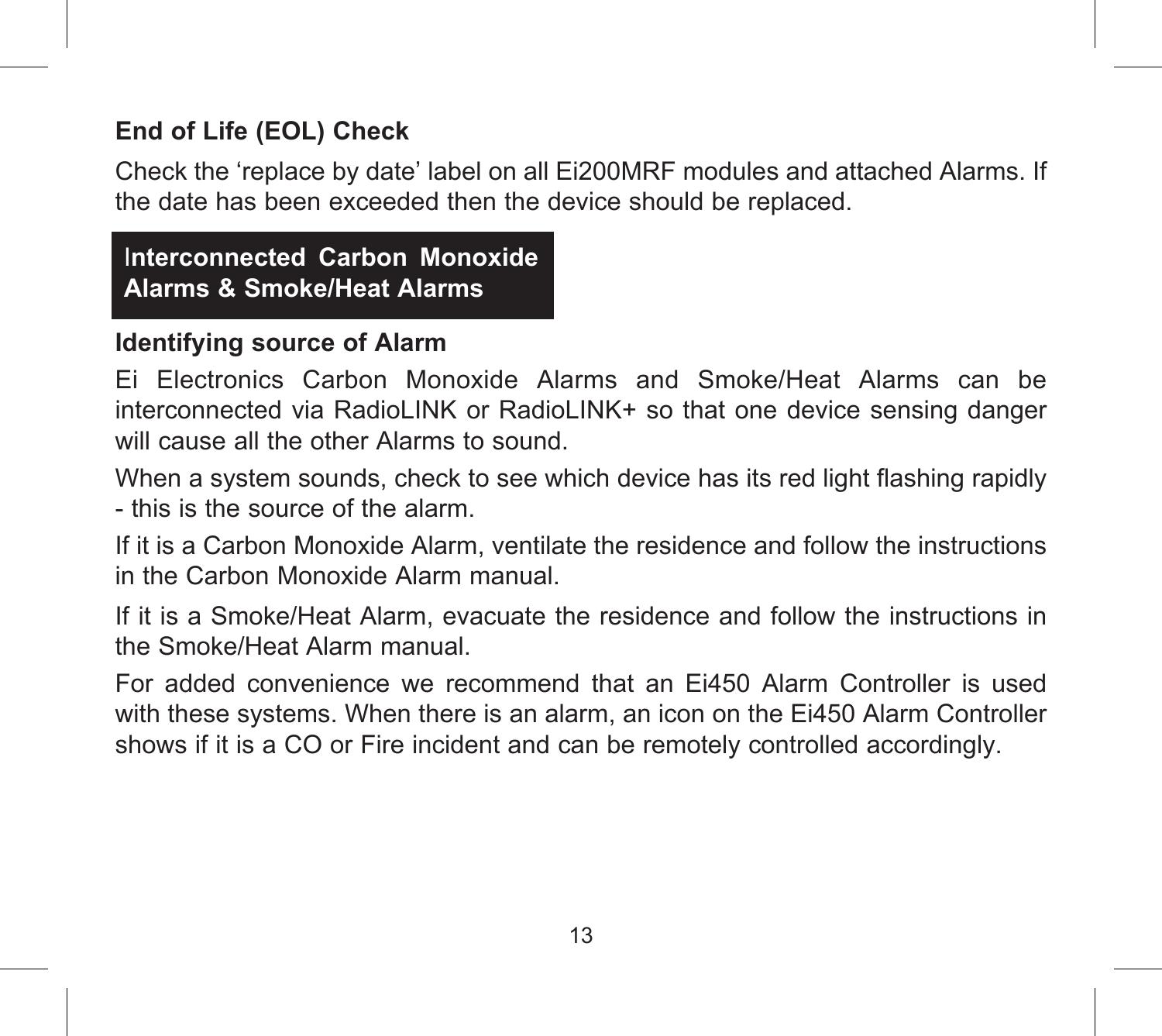### End of Life (EOL) Check

Check the ‘replace by date’ label on all Ei200MRF modules and attached Alarms. If the date has been exceeded then the device should be replaced.

## Interconnected Carbon Monoxide Alarms & Smoke/Heat Alarms

### Identifying source of Alarm

Ei Electronics Carbon Monoxide Alarms and Smoke/Heat Alarms can be interconnected via RadioLINK or RadioLINK+ so that one device sensing danger will cause all the other Alarms to sound.

When a system sounds, check to see which device has its red light flashing rapidly - this is the source of the alarm.

If it is a Carbon Monoxide Alarm, ventilate the residence and follow the instructions in the Carbon Monoxide Alarm manual.

If it is a Smoke/Heat Alarm, evacuate the residence and follow the instructions in the Smoke/Heat Alarm manual.

For added convenience we recommend that an Ei450 Alarm Controller is used with these systems. When there is an alarm, an icon on the Ei450 Alarm Controller shows if it is a CO or Fire incident and can be remotely controlled accordingly.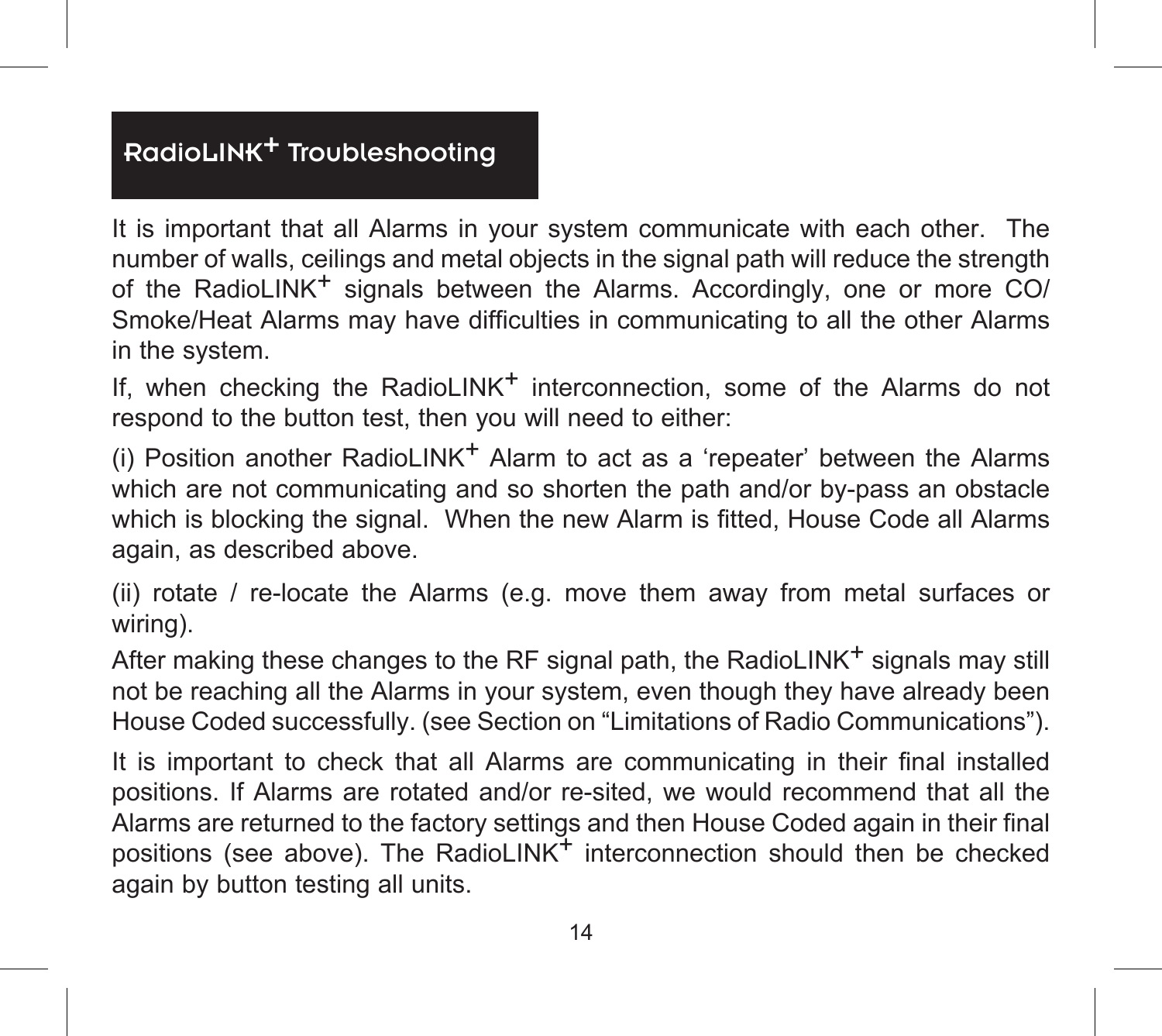## RadioLINK+ Troubleshooting

It is important that all Alarms in your system communicate with each other. The number of walls, ceilings and metal objects in the signal path will reduce the strength of the RadioLINK+ signals between the Alarms. Accordingly, one or more CO/Smoke/Heat Alarms may have difficulties in communicating to all the other Alarms in the system.

If, when checking the RadioLINK+ interconnection, some of the Alarms do not respond to the button test, then you will need to either:

(i) Position another RadioLINK+ Alarm to act as a ‘repeater’ between the Alarms which are not communicating and so shorten the path and/or by-pass an obstacle which is blocking the signal. When the new Alarm is fitted, House Code all Alarms again, as described above.

(ii) rotate / re-locate the Alarms (e.g. move them away from metal surfaces or wiring).

After making these changes to the RF signal path, the RadioLINK+ signals may still not be reaching all the Alarms in your system, even though they have already been House Coded successfully. (see Section on “Limitations of Radio Communications”).

It is important to check that all Alarms are communicating in their final installed positions. If Alarms are rotated and/or re-sited, we would recommend that all the Alarms are returned to the factory settings and then House Coded again in their final positions (see above). The RadioLINK+ interconnection should then be checked again by button testing all units.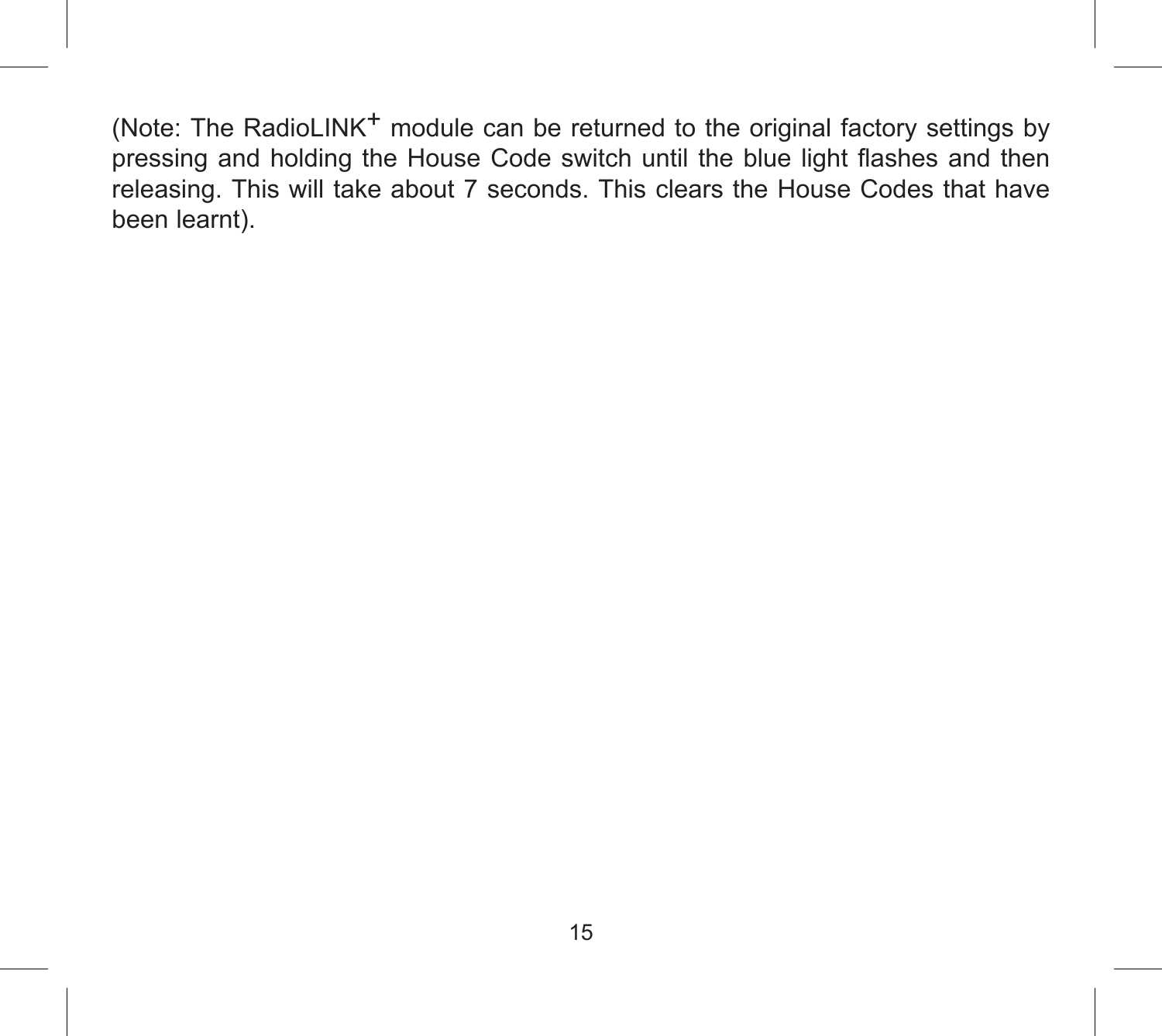(Note: The RadioLINK+ module can be returned to the original factory settings by pressing and holding the House Code switch until the blue light flashes and then releasing. This will take about 7 seconds. This clears the House Codes that have been learnt).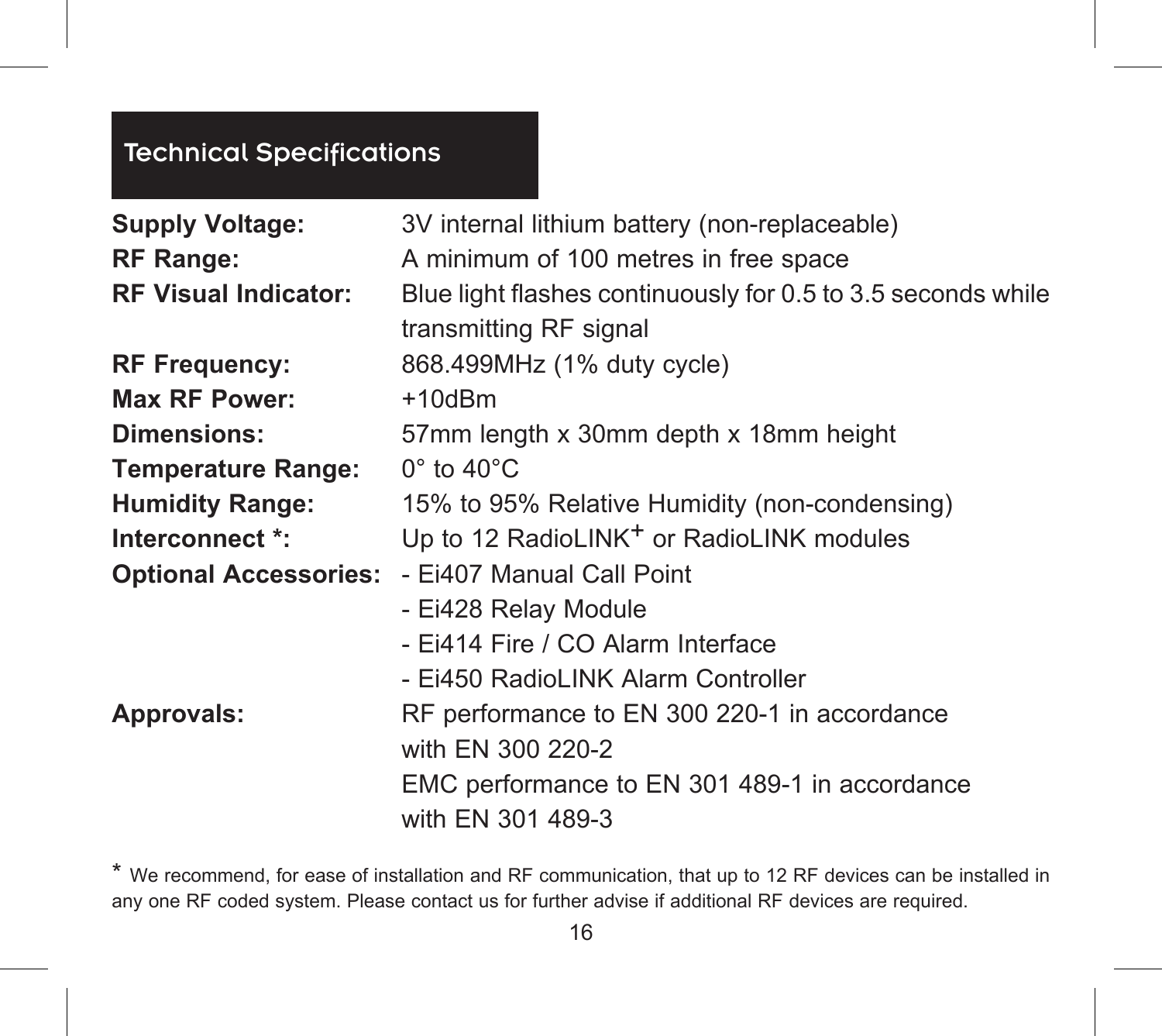## Technical Specifications

| | |
|---|---|
| **Supply Voltage:** | 3V internal lithium battery (non-replaceable) |
| **RF Range:** | A minimum of 100 metres in free space |
| **RF Visual Indicator:** | Blue light flashes continuously for 0.5 to 3.5 seconds while transmitting RF signal |
| **RF Frequency:** | 868.499MHz (1% duty cycle) |
| **Max RF Power:** | +10dBm |
| **Dimensions:** | 57mm length x 30mm depth x 18mm height |
| **Temperature Range:** | 0° to 40°C |
| **Humidity Range:** | 15% to 95% Relative Humidity (non-condensing) |
| **Interconnect *:** | Up to 12 RadioLINK$^+$ or RadioLINK modules |
| **Optional Accessories:** | - Ei407 Manual Call Point<br>- Ei428 Relay Module<br>- Ei414 Fire / CO Alarm Interface<br>- Ei450 RadioLINK Alarm Controller |
| **Approvals:** | RF performance to EN 300 220-1 in accordance with EN 300 220-2<br>EMC performance to EN 301 489-1 in accordance with EN 301 489-3 |

* We recommend, for ease of installation and RF communication, that up to 12 RF devices can be installed in any one RF coded system. Please contact us for further advise if additional RF devices are required.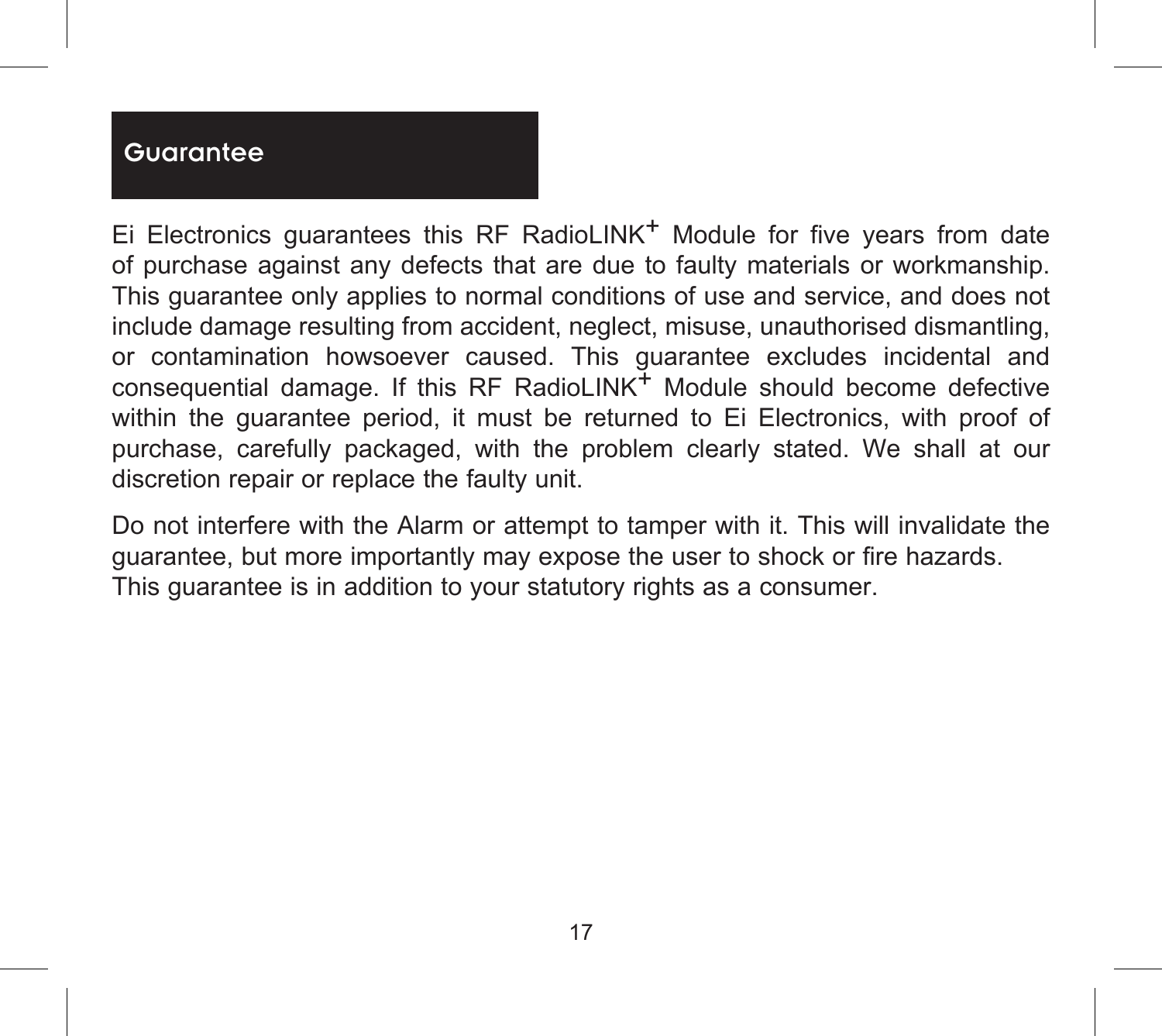## Guarantee

Ei Electronics guarantees this RF RadioLINK+ Module for five years from date of purchase against any defects that are due to faulty materials or workmanship. This guarantee only applies to normal conditions of use and service, and does not include damage resulting from accident, neglect, misuse, unauthorised dismantling, or contamination howsoever caused. This guarantee excludes incidental and consequential damage. If this RF RadioLINK+ Module should become defective within the guarantee period, it must be returned to Ei Electronics, with proof of purchase, carefully packaged, with the problem clearly stated. We shall at our discretion repair or replace the faulty unit.

Do not interfere with the Alarm or attempt to tamper with it. This will invalidate the guarantee, but more importantly may expose the user to shock or fire hazards.
This guarantee is in addition to your statutory rights as a consumer.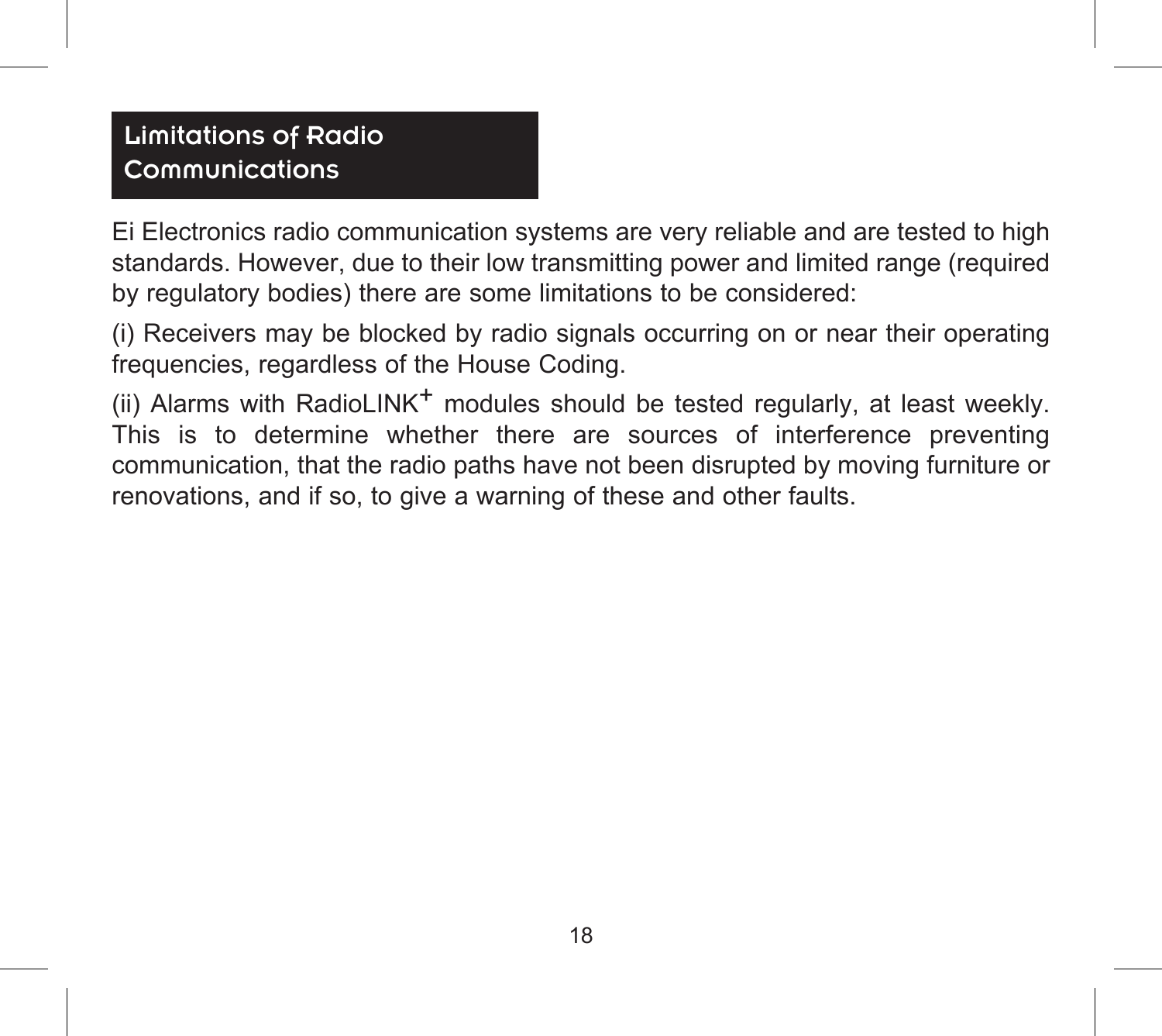## Limitations of Radio Communications

Ei Electronics radio communication systems are very reliable and are tested to high standards. However, due to their low transmitting power and limited range (required by regulatory bodies) there are some limitations to be considered:

(i) Receivers may be blocked by radio signals occurring on or near their operating frequencies, regardless of the House Coding.

(ii) Alarms with RadioLINK$^+$ modules should be tested regularly, at least weekly. This is to determine whether there are sources of interference preventing communication, that the radio paths have not been disrupted by moving furniture or renovations, and if so, to give a warning of these and other faults.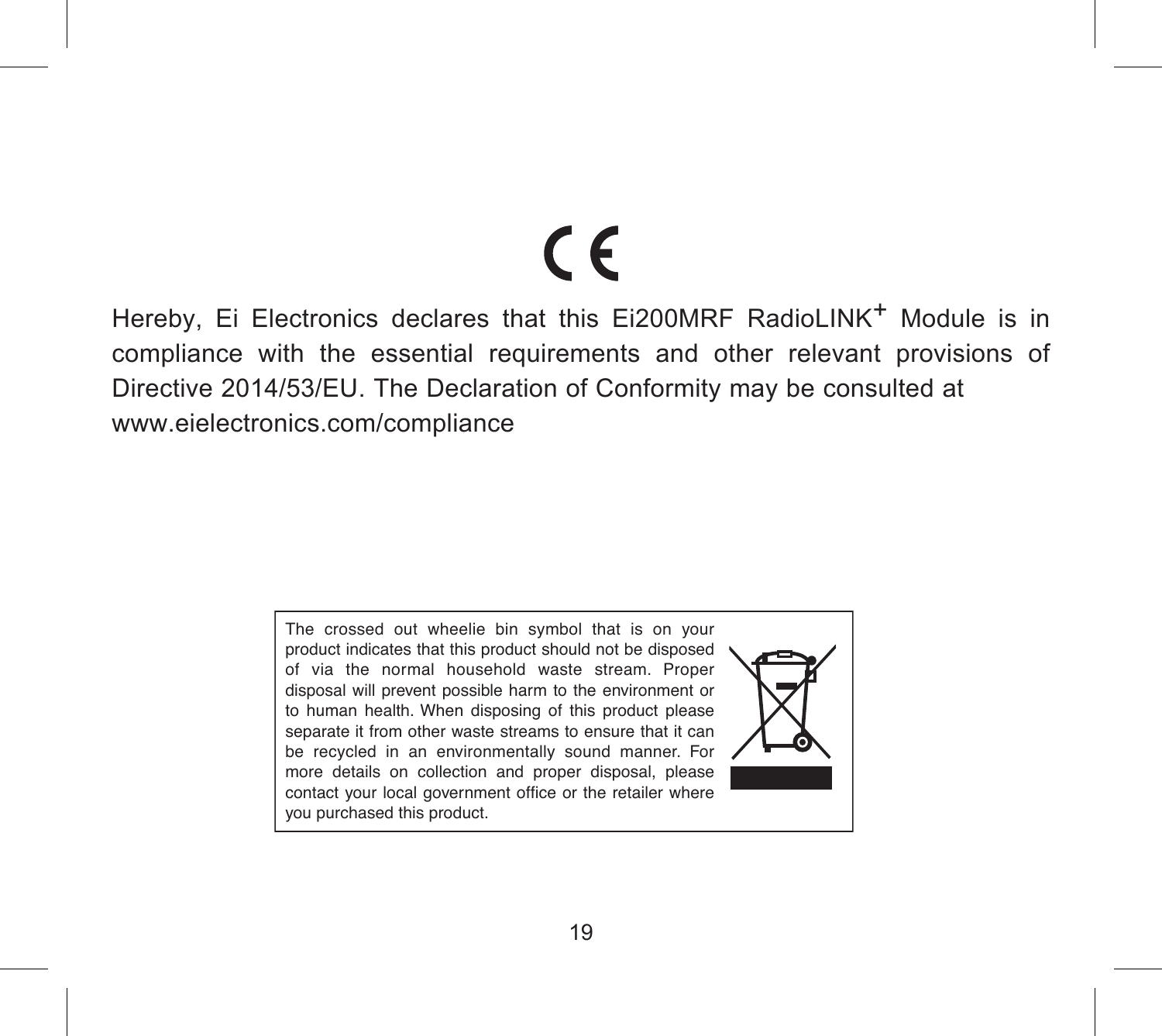Hereby, Ei Electronics declares that this Ei200MRF RadioLINK+ Module is in compliance with the essential requirements and other relevant provisions of Directive 2014/53/EU. The Declaration of Conformity may be consulted at www.eielectronics.com/compliance

The crossed out wheelie bin symbol that is on your product indicates that this product should not be disposed of via the normal household waste stream. Proper disposal will prevent possible harm to the environment or to human health. When disposing of this product please separate it from other waste streams to ensure that it can be recycled in an environmentally sound manner. For more details on collection and proper disposal, please contact your local government office or the retailer where you purchased this product.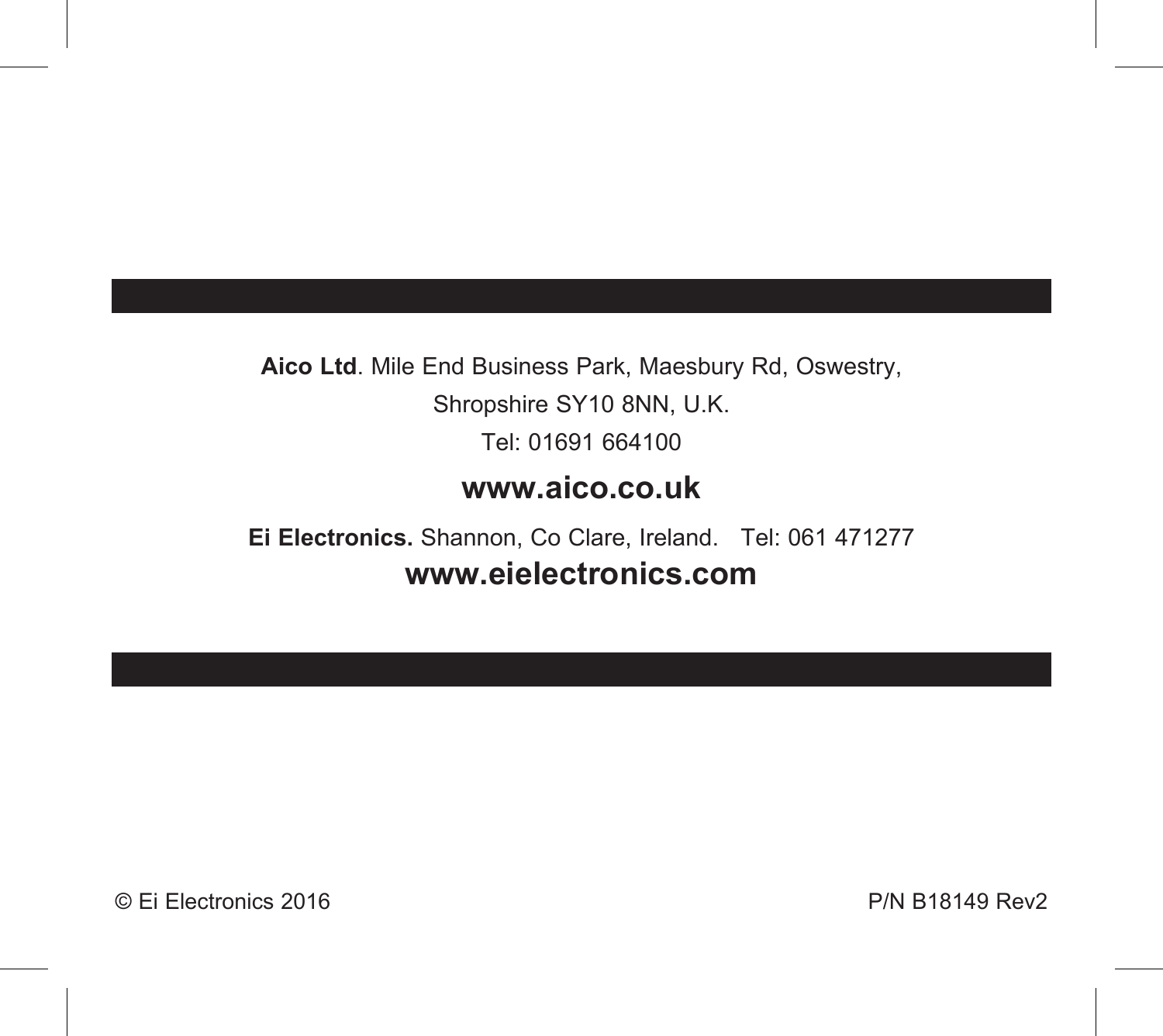**Aico Ltd**. Mile End Business Park, Maesbury Rd, Oswestry,

Shropshire SY10 8NN, U.K.

Tel: 01691 664100

**www.aico.co.uk**

**Ei Electronics.** Shannon, Co Clare, Ireland. Tel: 061 471277

**www.eielectronics.com**

© Ei Electronics 2016

P/N B18149 Rev2